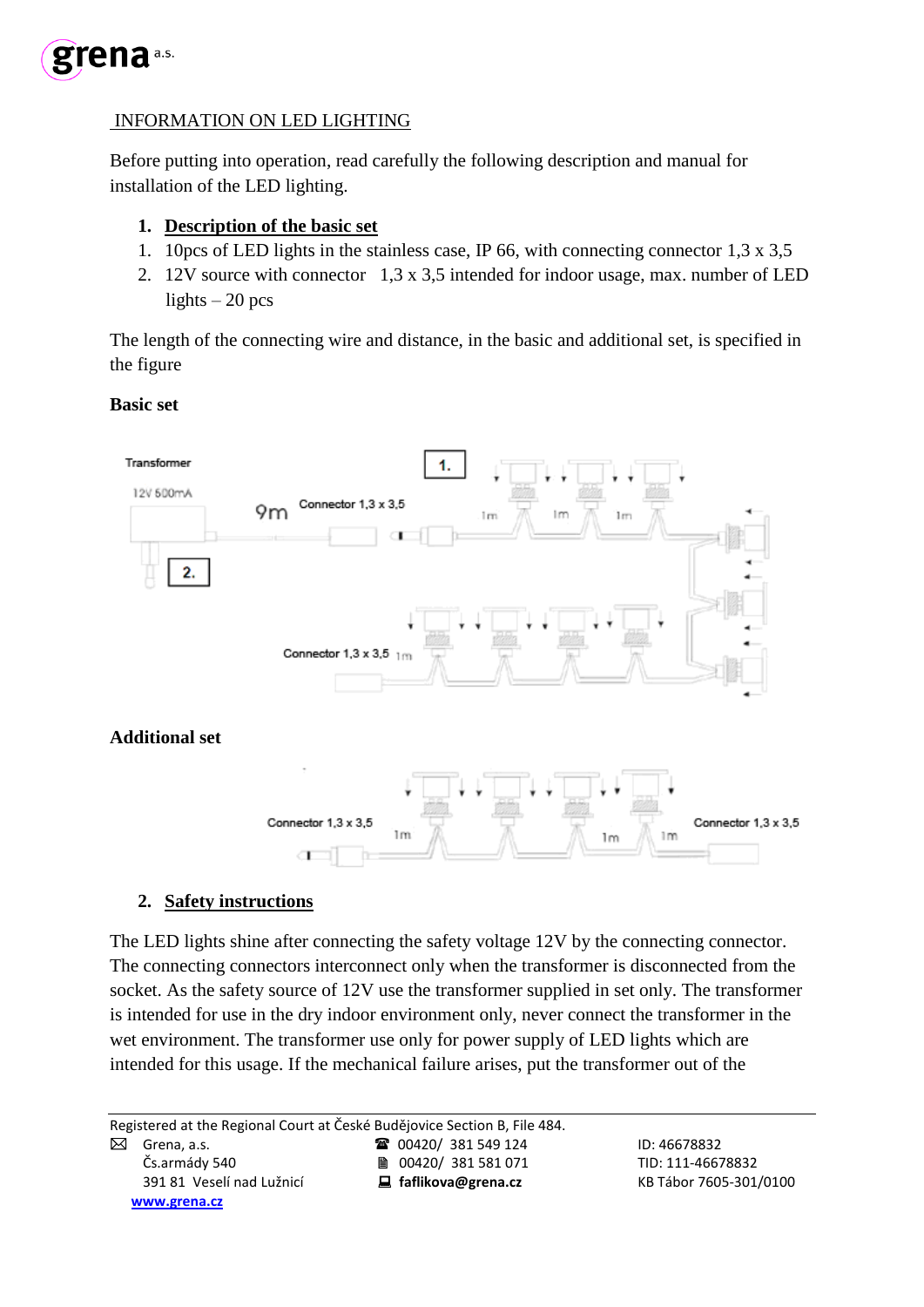## INFORMATION ON LED LIGHTING

Before putting into operation, read carefully the following description and manual for installation of the LED lighting.

### 1. Description of the basic set

1. 10pcs of LED lights in the stainless case, IP 66, with connecting connector 1,3 x 3,5
2. 12V source with connector 1,3 x 3,5 intended for indoor usage, max. number of LED lights – 20 pcs

The length of the connecting wire and distance, in the basic and additional set, is specified in the figure

**Basic set**

Transformer

12V 500mA

9m Connector 1,3 x 3,5

1.

2.

1m 1m 1m

Connector 1,3 x 3,5 1m

**Additional set**

Connector 1,3 x 3,5 1m 1m 1m Connector 1,3 x 3,5

### 2. Safety instructions

The LED lights shine after connecting the safety voltage 12V by the connecting connector. The connecting connectors interconnect only when the transformer is disconnected from the socket. As the safety source of 12V use the transformer supplied in set only. The transformer is intended for use in the dry indoor environment only, never connect the transformer in the wet environment. The transformer use only for power supply of LED lights which are intended for this usage. If the mechanical failure arises, put the transformer out of the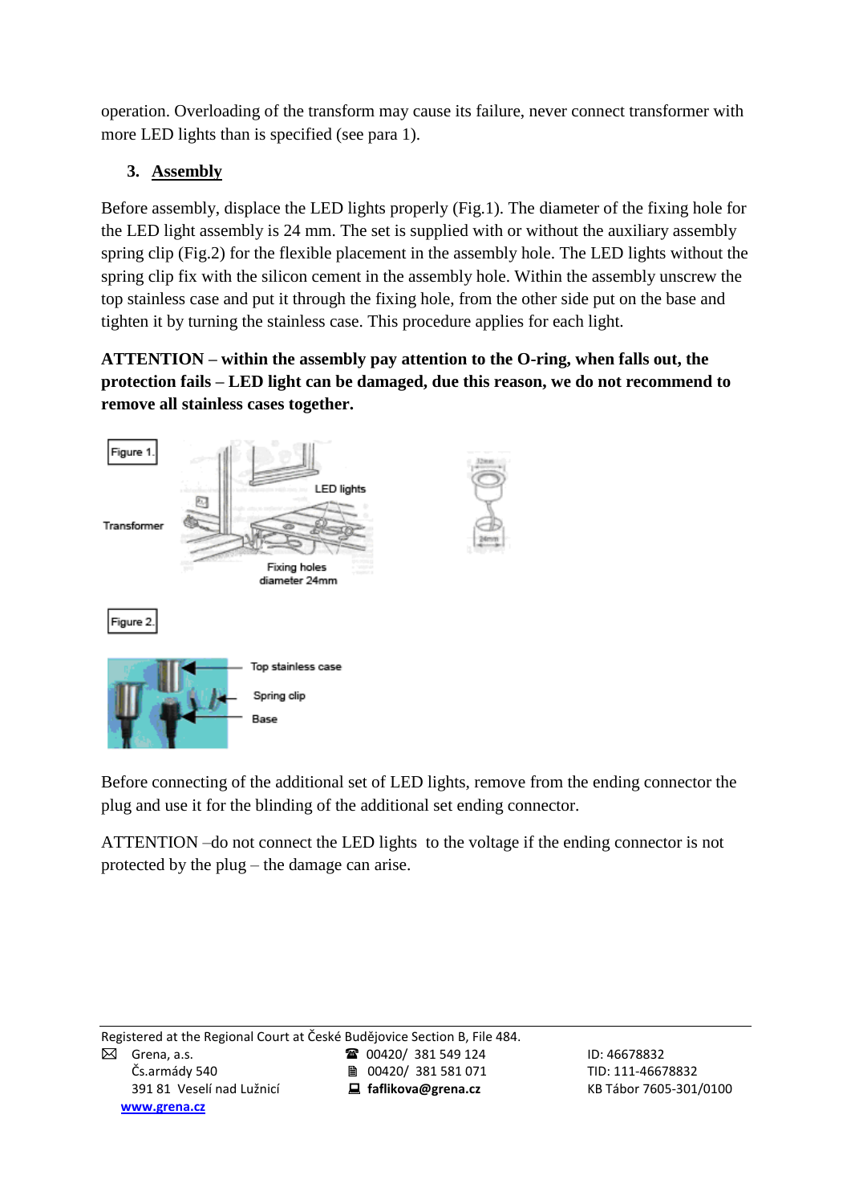operation. Overloading of the transform may cause its failure, never connect transformer with more LED lights than is specified (see para 1).

## 3. Assembly

Before assembly, displace the LED lights properly (Fig.1). The diameter of the fixing hole for the LED light assembly is 24 mm. The set is supplied with or without the auxiliary assembly spring clip (Fig.2) for the flexible placement in the assembly hole. The LED lights without the spring clip fix with the silicon cement in the assembly hole. Within the assembly unscrew the top stainless case and put it through the fixing hole, from the other side put on the base and tighten it by turning the stainless case. This procedure applies for each light.

**ATTENTION – within the assembly pay attention to the O-ring, when falls out, the protection fails – LED light can be damaged, due this reason, we do not recommend to remove all stainless cases together.**

Figure 1.

Transformer

LED lights

Fixing holes
diameter 24mm

Figure 2.

Top stainless case

Spring clip

Base

Before connecting of the additional set of LED lights, remove from the ending connector the plug and use it for the blinding of the additional set ending connector.

ATTENTION –do not connect the LED lights to the voltage if the ending connector is not protected by the plug – the damage can arise.

Registered at the Regional Court at České Budějovice Section B, File 484.

Grena, a.s.
Čs.armády 540
391 81 Veselí nad Lužnicí
www.grena.cz

00420/ 381 549 124
00420/ 381 581 071
**faflikova@grena.cz**

ID: 46678832
TID: 111-46678832
KB Tábor 7605-301/0100